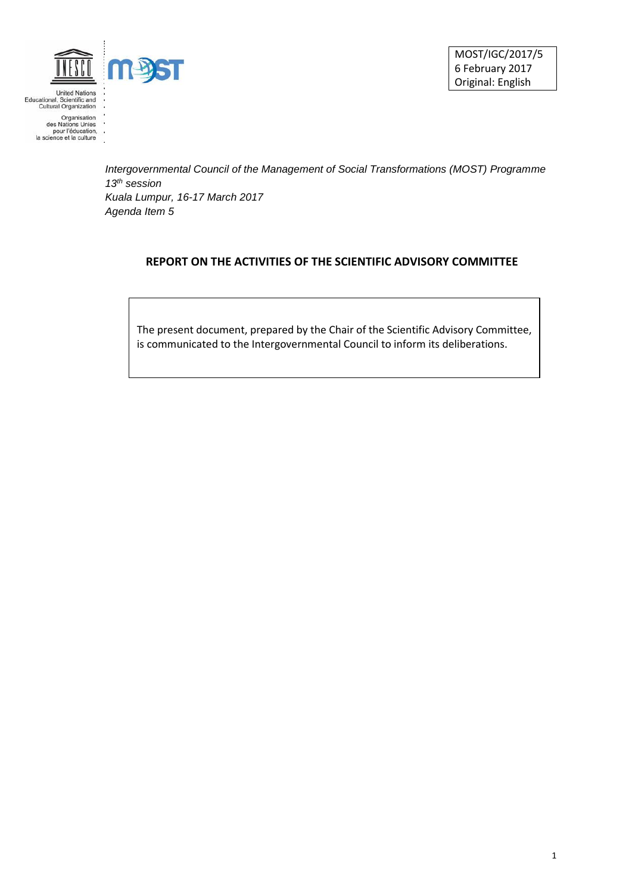United Nations Educational, Scientific and Cultural Organization

Organisation des Nations Unies pour l'éducation, la science et la culture

MOST/IGC/2017/5
6 February 2017
Original: English

*Intergovernmental Council of the Management of Social Transformations (MOST) Programme*
*13th session*
*Kuala Lumpur, 16-17 March 2017*
*Agenda Item 5*

**REPORT ON THE ACTIVITIES OF THE SCIENTIFIC ADVISORY COMMITTEE**

The present document, prepared by the Chair of the Scientific Advisory Committee, is communicated to the Intergovernmental Council to inform its deliberations.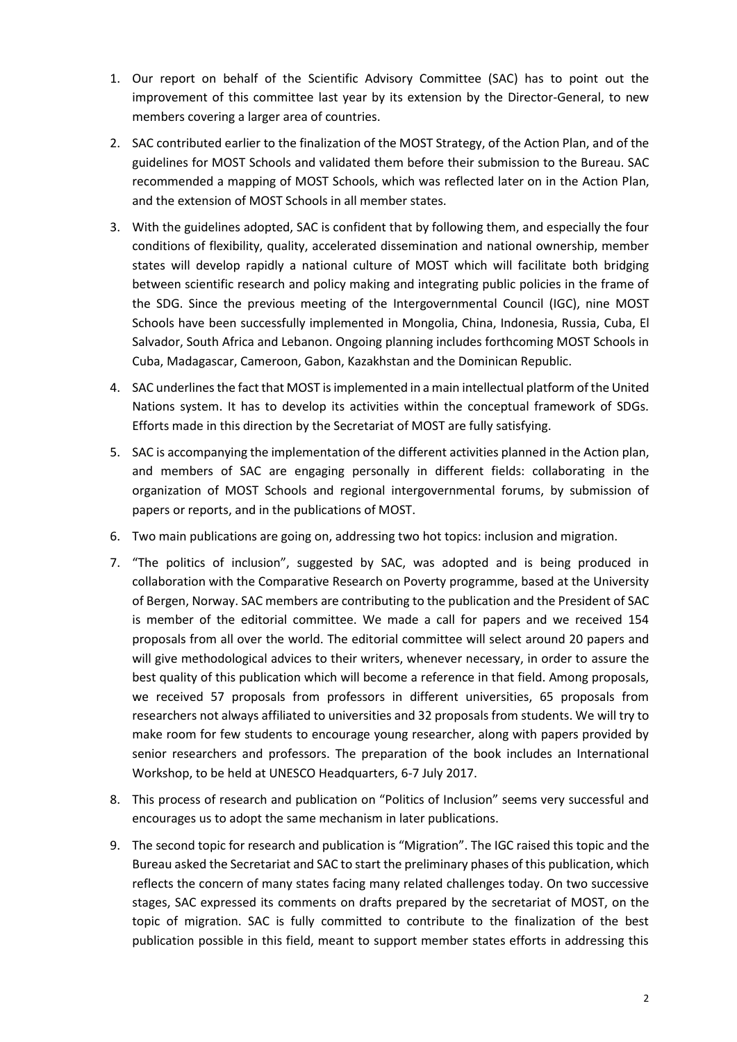1. Our report on behalf of the Scientific Advisory Committee (SAC) has to point out the improvement of this committee last year by its extension by the Director-General, to new members covering a larger area of countries.
2. SAC contributed earlier to the finalization of the MOST Strategy, of the Action Plan, and of the guidelines for MOST Schools and validated them before their submission to the Bureau. SAC recommended a mapping of MOST Schools, which was reflected later on in the Action Plan, and the extension of MOST Schools in all member states.
3. With the guidelines adopted, SAC is confident that by following them, and especially the four conditions of flexibility, quality, accelerated dissemination and national ownership, member states will develop rapidly a national culture of MOST which will facilitate both bridging between scientific research and policy making and integrating public policies in the frame of the SDG. Since the previous meeting of the Intergovernmental Council (IGC), nine MOST Schools have been successfully implemented in Mongolia, China, Indonesia, Russia, Cuba, El Salvador, South Africa and Lebanon. Ongoing planning includes forthcoming MOST Schools in Cuba, Madagascar, Cameroon, Gabon, Kazakhstan and the Dominican Republic.
4. SAC underlines the fact that MOST is implemented in a main intellectual platform of the United Nations system. It has to develop its activities within the conceptual framework of SDGs. Efforts made in this direction by the Secretariat of MOST are fully satisfying.
5. SAC is accompanying the implementation of the different activities planned in the Action plan, and members of SAC are engaging personally in different fields: collaborating in the organization of MOST Schools and regional intergovernmental forums, by submission of papers or reports, and in the publications of MOST.
6. Two main publications are going on, addressing two hot topics: inclusion and migration.
7. "The politics of inclusion", suggested by SAC, was adopted and is being produced in collaboration with the Comparative Research on Poverty programme, based at the University of Bergen, Norway. SAC members are contributing to the publication and the President of SAC is member of the editorial committee. We made a call for papers and we received 154 proposals from all over the world. The editorial committee will select around 20 papers and will give methodological advices to their writers, whenever necessary, in order to assure the best quality of this publication which will become a reference in that field. Among proposals, we received 57 proposals from professors in different universities, 65 proposals from researchers not always affiliated to universities and 32 proposals from students. We will try to make room for few students to encourage young researcher, along with papers provided by senior researchers and professors. The preparation of the book includes an International Workshop, to be held at UNESCO Headquarters, 6-7 July 2017.
8. This process of research and publication on "Politics of Inclusion" seems very successful and encourages us to adopt the same mechanism in later publications.
9. The second topic for research and publication is "Migration". The IGC raised this topic and the Bureau asked the Secretariat and SAC to start the preliminary phases of this publication, which reflects the concern of many states facing many related challenges today. On two successive stages, SAC expressed its comments on drafts prepared by the secretariat of MOST, on the topic of migration. SAC is fully committed to contribute to the finalization of the best publication possible in this field, meant to support member states efforts in addressing this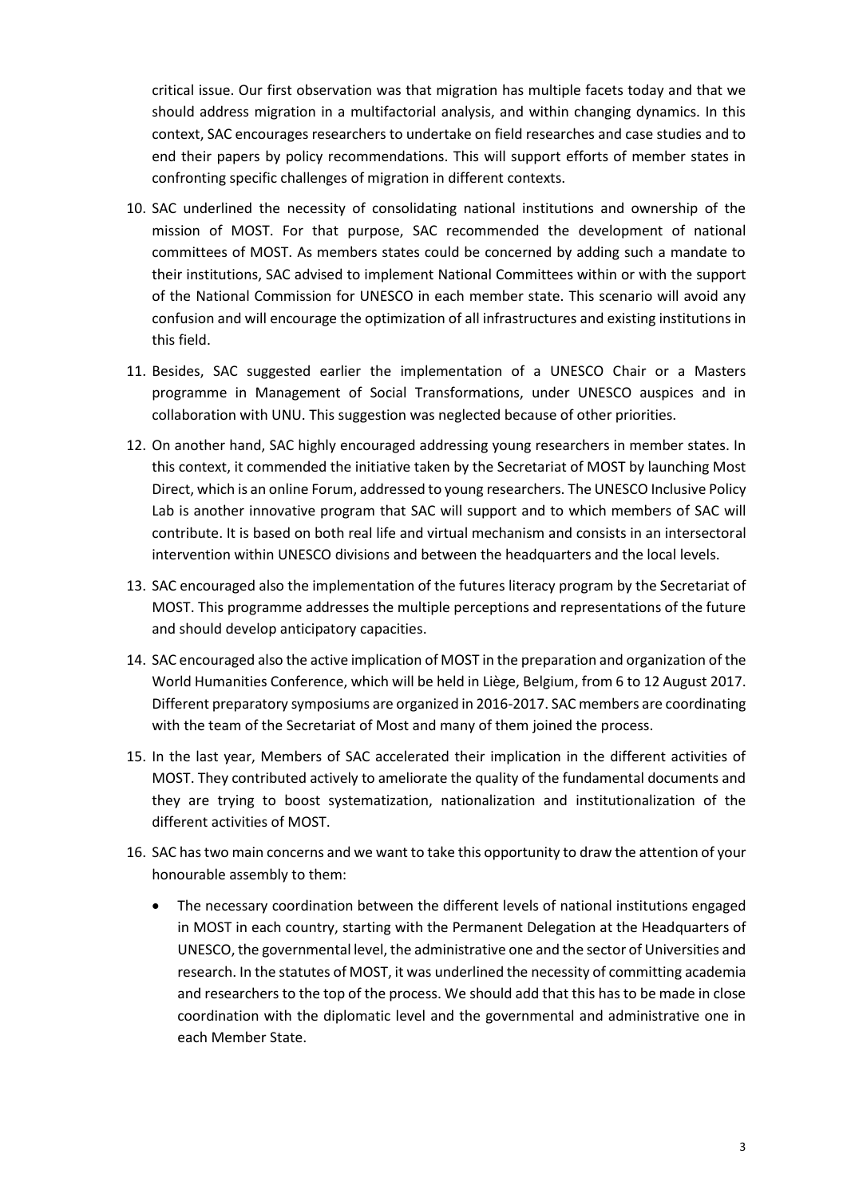critical issue. Our first observation was that migration has multiple facets today and that we should address migration in a multifactorial analysis, and within changing dynamics. In this context, SAC encourages researchers to undertake on field researches and case studies and to end their papers by policy recommendations. This will support efforts of member states in confronting specific challenges of migration in different contexts.

10. SAC underlined the necessity of consolidating national institutions and ownership of the mission of MOST. For that purpose, SAC recommended the development of national committees of MOST. As members states could be concerned by adding such a mandate to their institutions, SAC advised to implement National Committees within or with the support of the National Commission for UNESCO in each member state. This scenario will avoid any confusion and will encourage the optimization of all infrastructures and existing institutions in this field.

11. Besides, SAC suggested earlier the implementation of a UNESCO Chair or a Masters programme in Management of Social Transformations, under UNESCO auspices and in collaboration with UNU. This suggestion was neglected because of other priorities.

12. On another hand, SAC highly encouraged addressing young researchers in member states. In this context, it commended the initiative taken by the Secretariat of MOST by launching Most Direct, which is an online Forum, addressed to young researchers. The UNESCO Inclusive Policy Lab is another innovative program that SAC will support and to which members of SAC will contribute. It is based on both real life and virtual mechanism and consists in an intersectoral intervention within UNESCO divisions and between the headquarters and the local levels.

13. SAC encouraged also the implementation of the futures literacy program by the Secretariat of MOST. This programme addresses the multiple perceptions and representations of the future and should develop anticipatory capacities.

14. SAC encouraged also the active implication of MOST in the preparation and organization of the World Humanities Conference, which will be held in Liège, Belgium, from 6 to 12 August 2017. Different preparatory symposiums are organized in 2016-2017. SAC members are coordinating with the team of the Secretariat of Most and many of them joined the process.

15. In the last year, Members of SAC accelerated their implication in the different activities of MOST. They contributed actively to ameliorate the quality of the fundamental documents and they are trying to boost systematization, nationalization and institutionalization of the different activities of MOST.

16. SAC has two main concerns and we want to take this opportunity to draw the attention of your honourable assembly to them:

    - The necessary coordination between the different levels of national institutions engaged in MOST in each country, starting with the Permanent Delegation at the Headquarters of UNESCO, the governmental level, the administrative one and the sector of Universities and research. In the statutes of MOST, it was underlined the necessity of committing academia and researchers to the top of the process. We should add that this has to be made in close coordination with the diplomatic level and the governmental and administrative one in each Member State.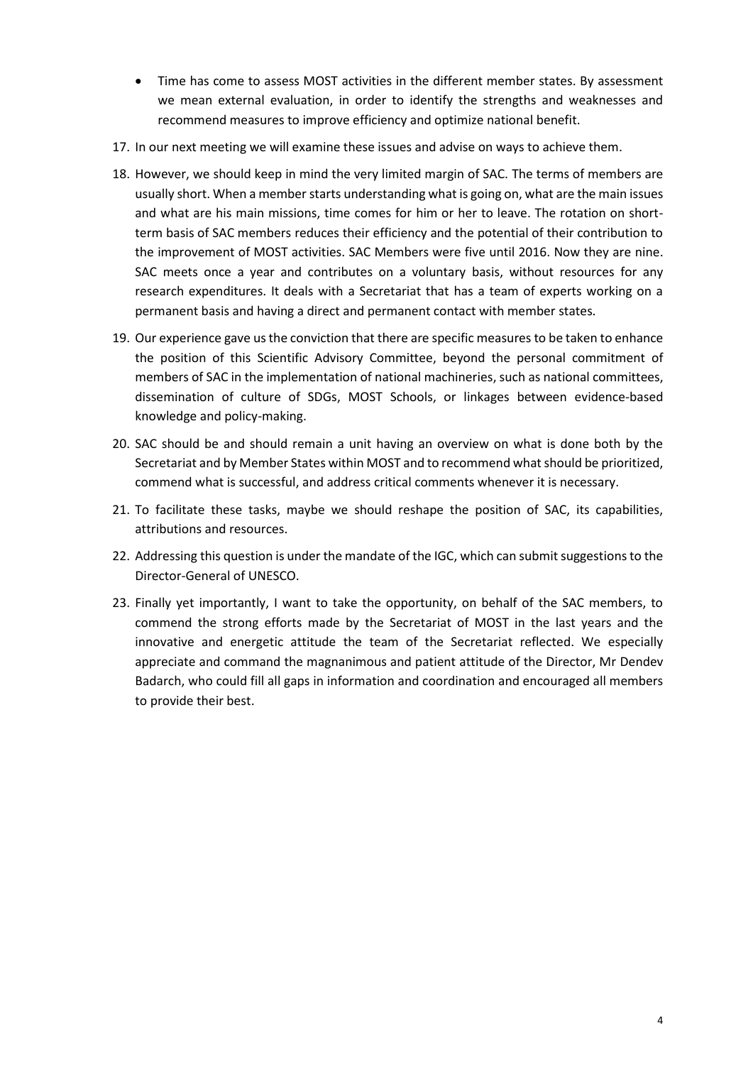- Time has come to assess MOST activities in the different member states. By assessment we mean external evaluation, in order to identify the strengths and weaknesses and recommend measures to improve efficiency and optimize national benefit.

17. In our next meeting we will examine these issues and advise on ways to achieve them.

18. However, we should keep in mind the very limited margin of SAC. The terms of members are usually short. When a member starts understanding what is going on, what are the main issues and what are his main missions, time comes for him or her to leave. The rotation on short-term basis of SAC members reduces their efficiency and the potential of their contribution to the improvement of MOST activities. SAC Members were five until 2016. Now they are nine. SAC meets once a year and contributes on a voluntary basis, without resources for any research expenditures. It deals with a Secretariat that has a team of experts working on a permanent basis and having a direct and permanent contact with member states.

19. Our experience gave us the conviction that there are specific measures to be taken to enhance the position of this Scientific Advisory Committee, beyond the personal commitment of members of SAC in the implementation of national machineries, such as national committees, dissemination of culture of SDGs, MOST Schools, or linkages between evidence-based knowledge and policy-making.

20. SAC should be and should remain a unit having an overview on what is done both by the Secretariat and by Member States within MOST and to recommend what should be prioritized, commend what is successful, and address critical comments whenever it is necessary.

21. To facilitate these tasks, maybe we should reshape the position of SAC, its capabilities, attributions and resources.

22. Addressing this question is under the mandate of the IGC, which can submit suggestions to the Director-General of UNESCO.

23. Finally yet importantly, I want to take the opportunity, on behalf of the SAC members, to commend the strong efforts made by the Secretariat of MOST in the last years and the innovative and energetic attitude the team of the Secretariat reflected. We especially appreciate and command the magnanimous and patient attitude of the Director, Mr Dendev Badarch, who could fill all gaps in information and coordination and encouraged all members to provide their best.